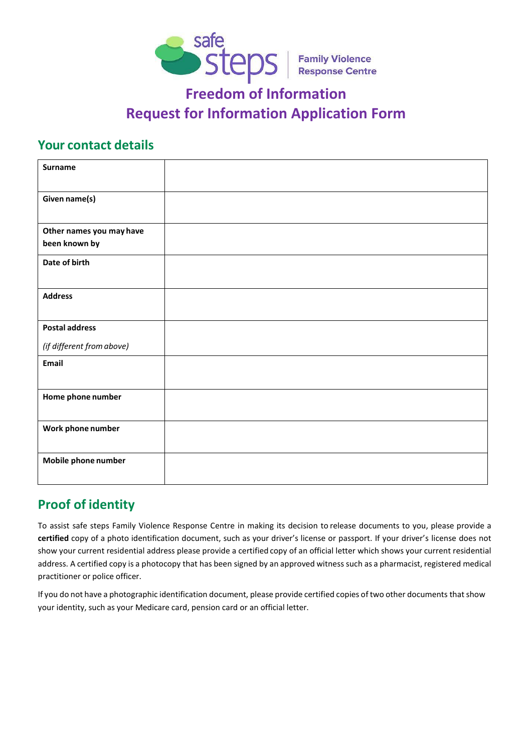safe steps | Family Violence Response Centre

# Freedom of Information
# Request for Information Application Form

## Your contact details

| | |
|---|---|
| **Surname** | |
| **Given name(s)** | |
| **Other names you may have been known by** | |
| **Date of birth** | |
| **Address** | |
| **Postal address** *(if different from above)* | |
| **Email** | |
| **Home phone number** | |
| **Work phone number** | |
| **Mobile phone number** | |

## Proof of identity

To assist safe steps Family Violence Response Centre in making its decision to release documents to you, please provide a **certified** copy of a photo identification document, such as your driver's license or passport. If your driver's license does not show your current residential address please provide a certified copy of an official letter which shows your current residential address. A certified copy is a photocopy that has been signed by an approved witness such as a pharmacist, registered medical practitioner or police officer.

If you do not have a photographic identification document, please provide certified copies of two other documents that show your identity, such as your Medicare card, pension card or an official letter.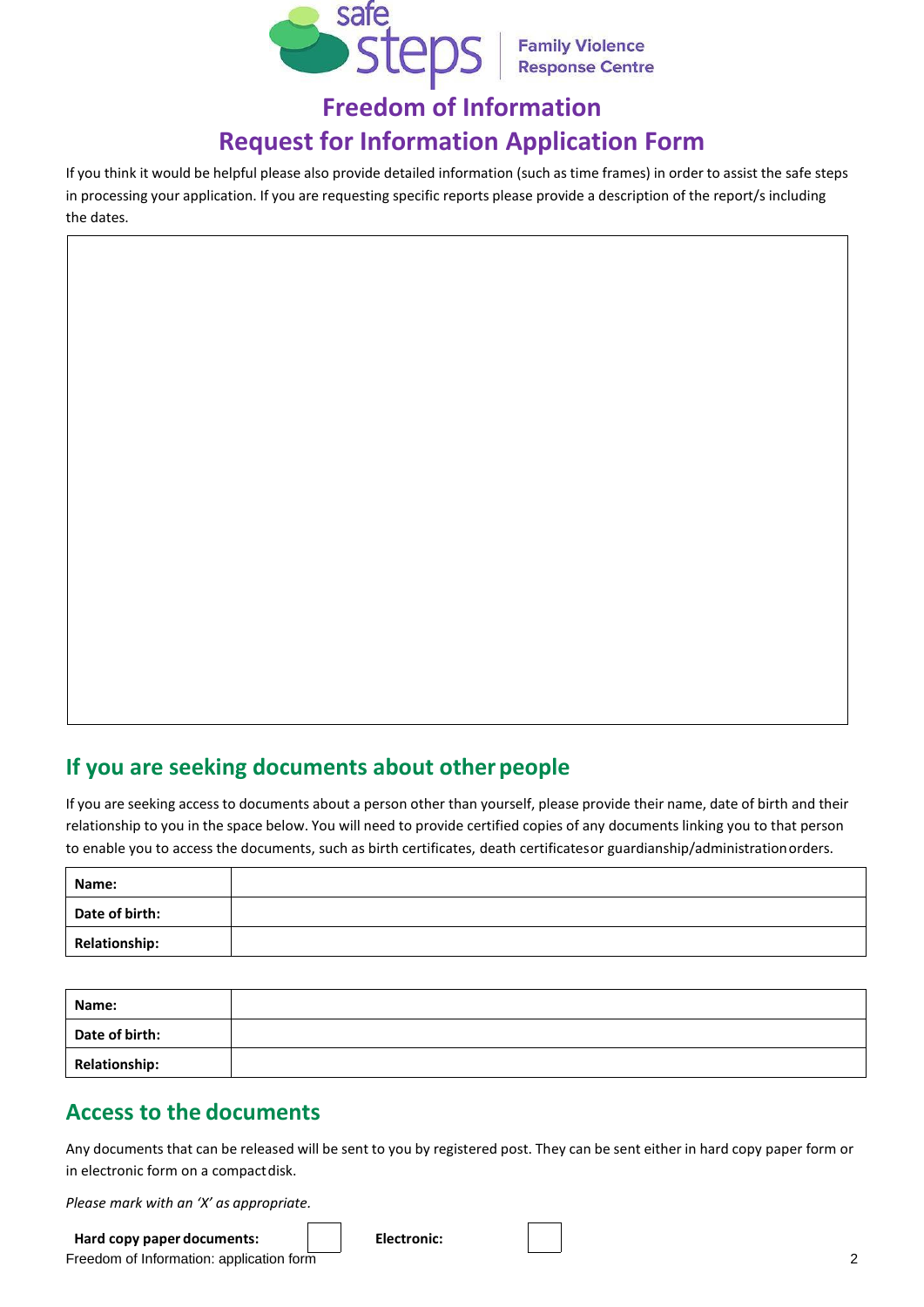# Freedom of Information

# Request for Information Application Form

If you think it would be helpful please also provide detailed information (such as time frames) in order to assist the safe steps in processing your application. If you are requesting specific reports please provide a description of the report/s including the dates.

## If you are seeking documents about other people

If you are seeking access to documents about a person other than yourself, please provide their name, date of birth and their relationship to you in the space below. You will need to provide certified copies of any documents linking you to that person to enable you to access the documents, such as birth certificates, death certificates or guardianship/administration orders.

| | |
|---|---|
| **Name:** | |
| **Date of birth:** | |
| **Relationship:** | |

| | |
|---|---|
| **Name:** | |
| **Date of birth:** | |
| **Relationship:** | |

## Access to the documents

Any documents that can be released will be sent to you by registered post. They can be sent either in hard copy paper form or in electronic form on a compact disk.

*Please mark with an 'X' as appropriate.*

**Hard copy paper documents:** ☐ **Electronic:** ☐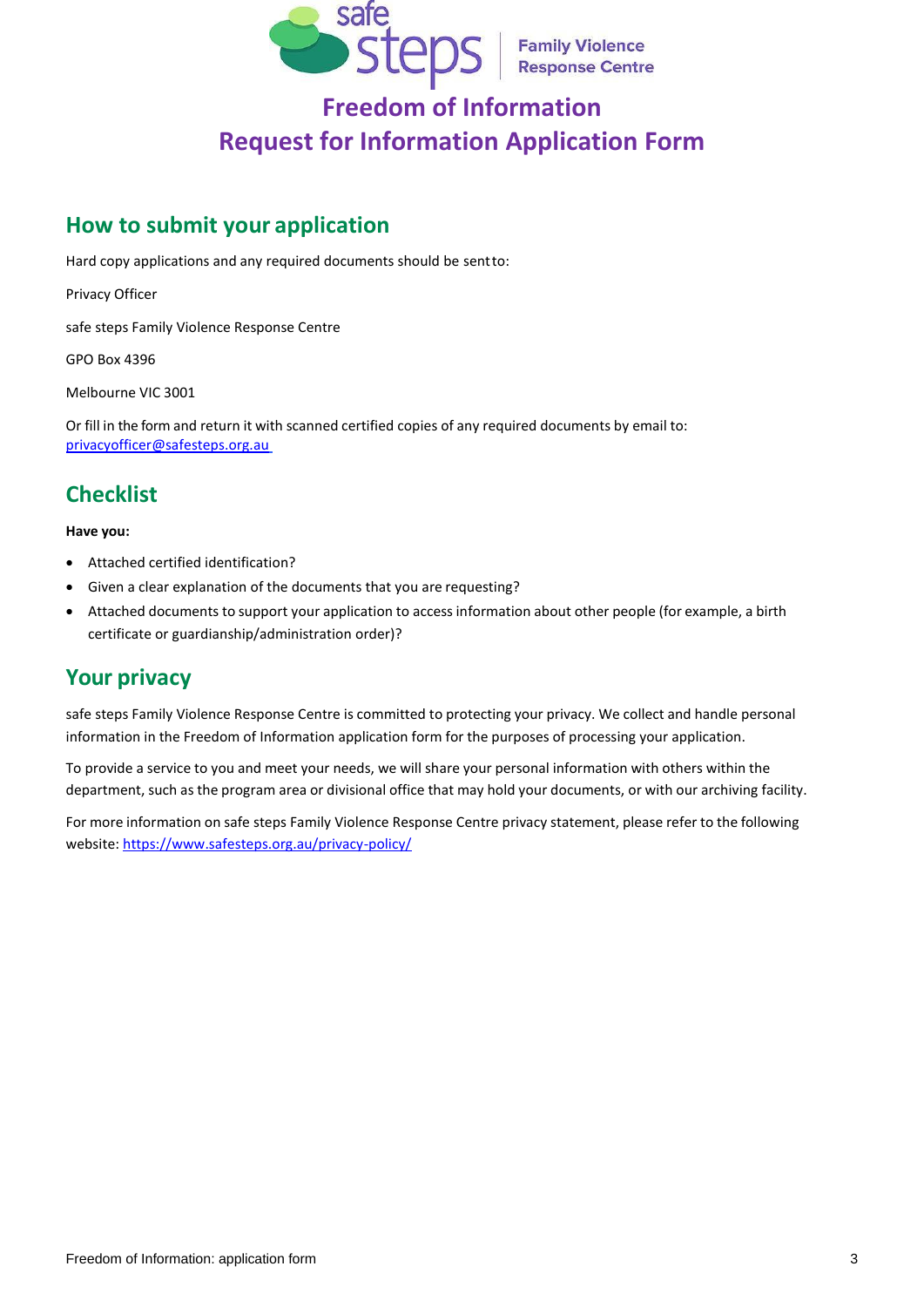# Freedom of Information Request for Information Application Form

## How to submit your application

Hard copy applications and any required documents should be sent to:

Privacy Officer

safe steps Family Violence Response Centre

GPO Box 4396

Melbourne VIC 3001

Or fill in the form and return it with scanned certified copies of any required documents by email to: privacyofficer@safesteps.org.au

## Checklist

**Have you:**

- Attached certified identification?
- Given a clear explanation of the documents that you are requesting?
- Attached documents to support your application to access information about other people (for example, a birth certificate or guardianship/administration order)?

## Your privacy

safe steps Family Violence Response Centre is committed to protecting your privacy. We collect and handle personal information in the Freedom of Information application form for the purposes of processing your application.

To provide a service to you and meet your needs, we will share your personal information with others within the department, such as the program area or divisional office that may hold your documents, or with our archiving facility.

For more information on safe steps Family Violence Response Centre privacy statement, please refer to the following website: https://www.safesteps.org.au/privacy-policy/